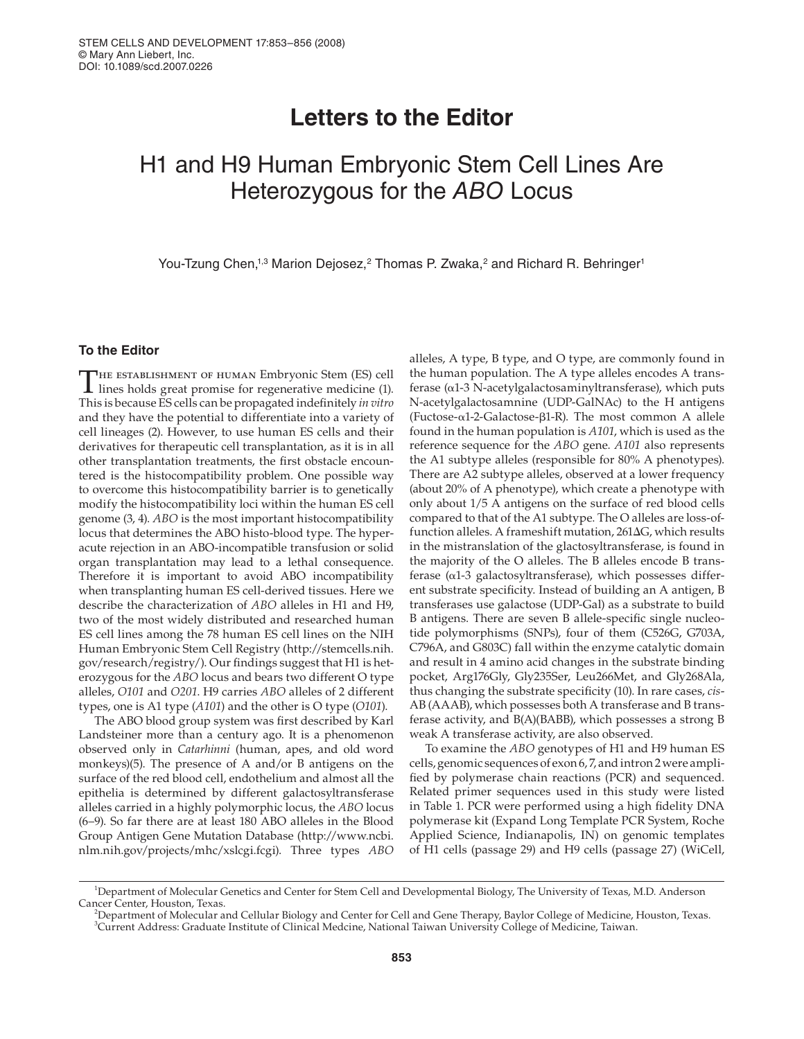# Letters to the Editor

## H1 and H9 Human Embryonic Stem Cell Lines Are Heterozygous for the *ABO* Locus

You-Tzung Chen,[1,3] Marion Dejosez,[2] Thomas P. Zwaka,[2] and Richard R. Behringer[1]

### To the Editor

The establishment of human Embryonic Stem (ES) cell lines holds great promise for regenerative medicine (1). This is because ES cells can be propagated indefinitely *in vitro* and they have the potential to differentiate into a variety of cell lineages (2). However, to use human ES cells and their derivatives for therapeutic cell transplantation, as it is in all other transplantation treatments, the first obstacle encountered is the histocompatibility problem. One possible way to overcome this histocompatibility barrier is to genetically modify the histocompatibility loci within the human ES cell genome (3, 4). *ABO* is the most important histocompatibility locus that determines the ABO histo-blood type. The hyperacute rejection in an ABO-incompatible transfusion or solid organ transplantation may lead to a lethal consequence. Therefore it is important to avoid ABO incompatibility when transplanting human ES cell-derived tissues. Here we describe the characterization of *ABO* alleles in H1 and H9, two of the most widely distributed and researched human ES cell lines among the 78 human ES cell lines on the NIH Human Embryonic Stem Cell Registry (http://stemcells.nih.gov/research/registry/). Our findings suggest that H1 is heterozygous for the *ABO* locus and bears two different O type alleles, *O101* and *O201*. H9 carries *ABO* alleles of 2 different types, one is A1 type (*A101*) and the other is O type (*O101*).

The ABO blood group system was first described by Karl Landsteiner more than a century ago. It is a phenomenon observed only in *Catarhinni* (human, apes, and old word monkeys)(5). The presence of A and/or B antigens on the surface of the red blood cell, endothelium and almost all the epithelia is determined by different galactosyltransferase alleles carried in a highly polymorphic locus, the *ABO* locus (6–9). So far there are at least 180 ABO alleles in the Blood Group Antigen Gene Mutation Database (http://www.ncbi.nlm.nih.gov/projects/mhc/xslcgi.fcgi). Three types *ABO* alleles, A type, B type, and O type, are commonly found in the human population. The A type alleles encodes A transferase (α1-3 N-acetylgalactosaminyltransferase), which puts N-acetylgalactosamnine (UDP-GalNAc) to the H antigens (Fuctose-α1-2-Galactose-β1-R). The most common A allele found in the human population is *A101*, which is used as the reference sequence for the *ABO* gene. *A101* also represents the A1 subtype alleles (responsible for 80% A phenotypes). There are A2 subtype alleles, observed at a lower frequency (about 20% of A phenotype), which create a phenotype with only about 1/5 A antigens on the surface of red blood cells compared to that of the A1 subtype. The O alleles are loss-of-function alleles. A frameshift mutation, 261ΔG, which results in the mistranslation of the glactosyltransferase, is found in the majority of the O alleles. The B alleles encode B transferase (α1-3 galactosyltransferase), which possesses different substrate specificity. Instead of building an A antigen, B transferases use galactose (UDP-Gal) as a substrate to build B antigens. There are seven B allele-specific single nucleotide polymorphisms (SNPs), four of them (C526G, G703A, C796A, and G803C) fall within the enzyme catalytic domain and result in 4 amino acid changes in the substrate binding pocket, Arg176Gly, Gly235Ser, Leu266Met, and Gly268Ala, thus changing the substrate specificity (10). In rare cases, *cis*-AB (AAAB), which possesses both A transferase and B transferase activity, and B(A)(BABB), which possesses a strong B weak A transferase activity, are also observed.

To examine the *ABO* genotypes of H1 and H9 human ES cells, genomic sequences of exon 6, 7, and intron 2 were amplified by polymerase chain reactions (PCR) and sequenced. Related primer sequences used in this study were listed in Table 1. PCR were performed using a high fidelity DNA polymerase kit (Expand Long Template PCR System, Roche Applied Science, Indianapolis, IN) on genomic templates of H1 cells (passage 29) and H9 cells (passage 27) (WiCell,

---

[1]Department of Molecular Genetics and Center for Stem Cell and Developmental Biology, The University of Texas, M.D. Anderson Cancer Center, Houston, Texas.

[2]Department of Molecular and Cellular Biology and Center for Cell and Gene Therapy, Baylor College of Medicine, Houston, Texas.

[3]Current Address: Graduate Institute of Clinical Medcine, National Taiwan University College of Medicine, Taiwan.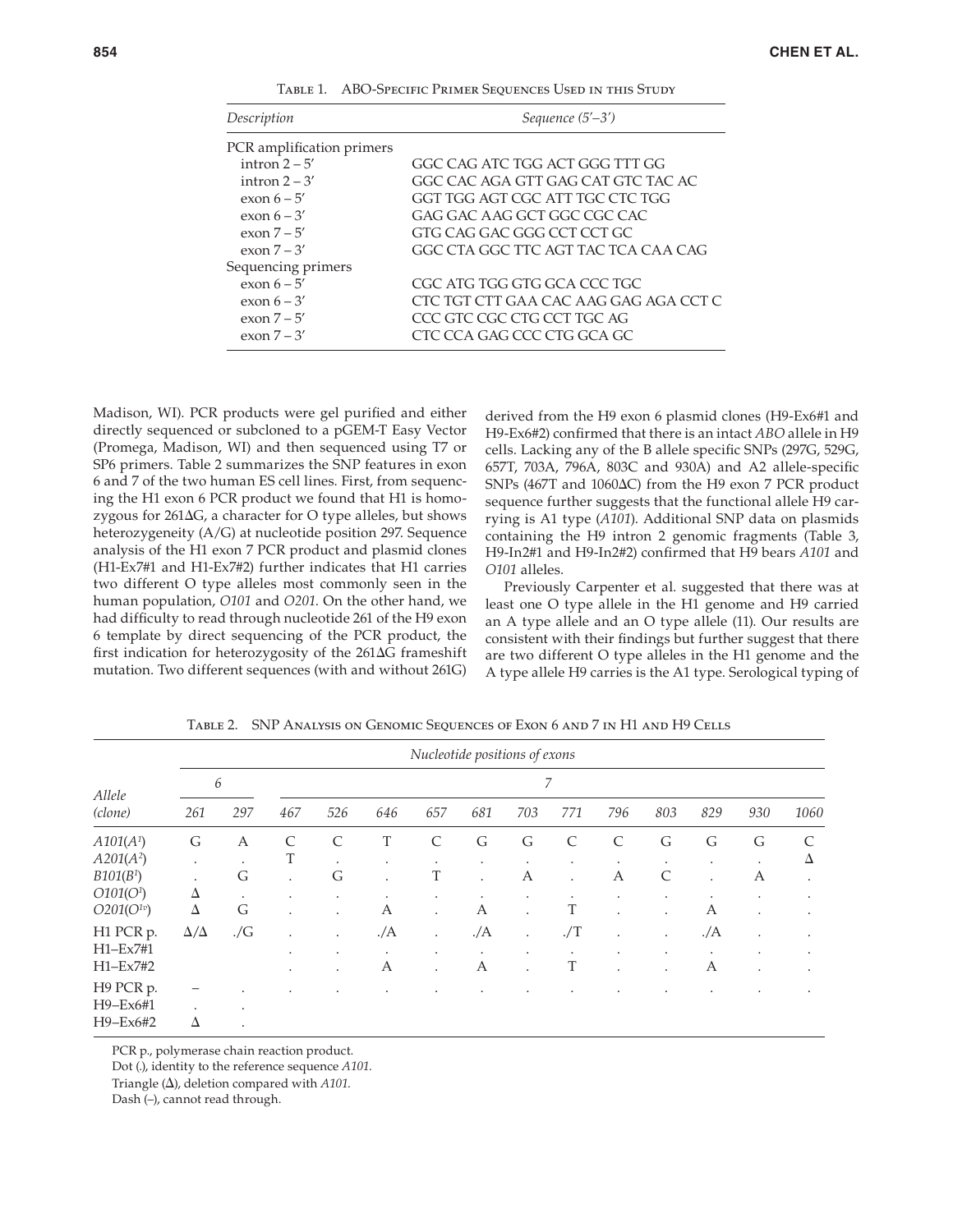**Table 1.** ABO-Specific Primer Sequences Used in this Study

| *Description* | *Sequence (5′–3′)* |
|---|---|
| PCR amplification primers | |
| intron 2 – 5′ | GGC CAG ATC TGG ACT GGG TTT GG |
| intron 2 – 3′ | GGC CAC AGA GTT GAG CAT GTC TAC AC |
| exon 6 – 5′ | GGT TGG AGT CGC ATT TGC CTC TGG |
| exon 6 – 3′ | GAG GAC AAG GCT GGC CGC CAC |
| exon 7 – 5′ | GTG CAG GAC GGG CCT CCT GC |
| exon 7 – 3′ | GGC CTA GGC TTC AGT TAC TCA CAA CAG |
| Sequencing primers | |
| exon 6 – 5′ | CGC ATG TGG GTG GCA CCC TGC |
| exon 6 – 3′ | CTC TGT CTT GAA CAC AAG GAG AGA CCT C |
| exon 7 – 5′ | CCC GTC CGC CTG CCT TGC AG |
| exon 7 – 3′ | CTC CCA GAG CCC CTG GCA GC |

Madison, WI). PCR products were gel purified and either directly sequenced or subcloned to a pGEM-T Easy Vector (Promega, Madison, WI) and then sequenced using T7 or SP6 primers. Table 2 summarizes the SNP features in exon 6 and 7 of the two human ES cell lines. First, from sequencing the H1 exon 6 PCR product we found that H1 is homozygous for 261ΔG, a character for O type alleles, but shows heterozygeneity (A/G) at nucleotide position 297. Sequence analysis of the H1 exon 7 PCR product and plasmid clones (H1-Ex7#1 and H1-Ex7#2) further indicates that H1 carries two different O type alleles most commonly seen in the human population, *O101* and *O201*. On the other hand, we had difficulty to read through nucleotide 261 of the H9 exon 6 template by direct sequencing of the PCR product, the first indication for heterozygosity of the 261ΔG frameshift mutation. Two different sequences (with and without 261G) derived from the H9 exon 6 plasmid clones (H9-Ex6#1 and H9-Ex6#2) confirmed that there is an intact *ABO* allele in H9 cells. Lacking any of the B allele specific SNPs (297G, 529G, 657T, 703A, 796A, 803C and 930A) and A2 allele-specific SNPs (467T and 1060ΔC) from the H9 exon 7 PCR product sequence further suggests that the functional allele H9 carrying is A1 type (*A101*). Additional SNP data on plasmids containing the H9 intron 2 genomic fragments (Table 3, H9-In2#1 and H9-In2#2) confirmed that H9 bears *A101* and *O101* alleles.

Previously Carpenter et al. suggested that there was at least one O type allele in the H1 genome and H9 carried an A type allele and an O type allele (11). Our results are consistent with their findings but further suggest that there are two different O type alleles in the H1 genome and the A type allele H9 carries is the A1 type. Serological typing of

**Table 2.** SNP Analysis on Genomic Sequences of Exon 6 and 7 in H1 and H9 Cells

| | *Nucleotide positions of exons* | | | | | | | | | | | | | | |
|---|---|---|---|---|---|---|---|---|---|---|---|---|---|---|---|
| | *6* | | *7* | | | | | | | | | | | | |
| *Allele (clone)* | *261* | *297* | *467* | *526* | *646* | *657* | *681* | *703* | *771* | *796* | *803* | *829* | *930* | *1060* |
| *A101*($A^1$) | G | A | C | C | T | C | G | G | C | C | G | G | G | C |
| *A201*($A^2$) | . | . | T | . | . | . | . | . | . | . | . | . | . | Δ |
| *B101*($B^1$) | . | G | . | G | . | T | . | A | . | A | C | . | A | . |
| *O101*($O^1$) | Δ | . | . | . | . | . | . | . | . | . | . | . | . | . |
| *O201*($O^{1v}$) | Δ | G | . | . | A | . | A | . | T | . | . | A | . | . |
| H1 PCR p. | Δ/Δ | ./G | . | . | ./A | . | ./A | . | ./T | . | . | ./A | . | . |
| H1–Ex7#1 | | | . | . | . | . | . | . | . | . | . | . | . | . |
| H1–Ex7#2 | | | . | . | A | . | A | . | T | . | . | A | . | . |
| H9 PCR p. | – | . | . | . | . | . | . | . | . | . | . | . | . | . |
| H9–Ex6#1 | . | . | | | | | | | | | | | | |
| H9–Ex6#2 | Δ | . | | | | | | | | | | | | |

PCR p., polymerase chain reaction product.
Dot (.), identity to the reference sequence *A101*.
Triangle (Δ), deletion compared with *A101*.
Dash (–), cannot read through.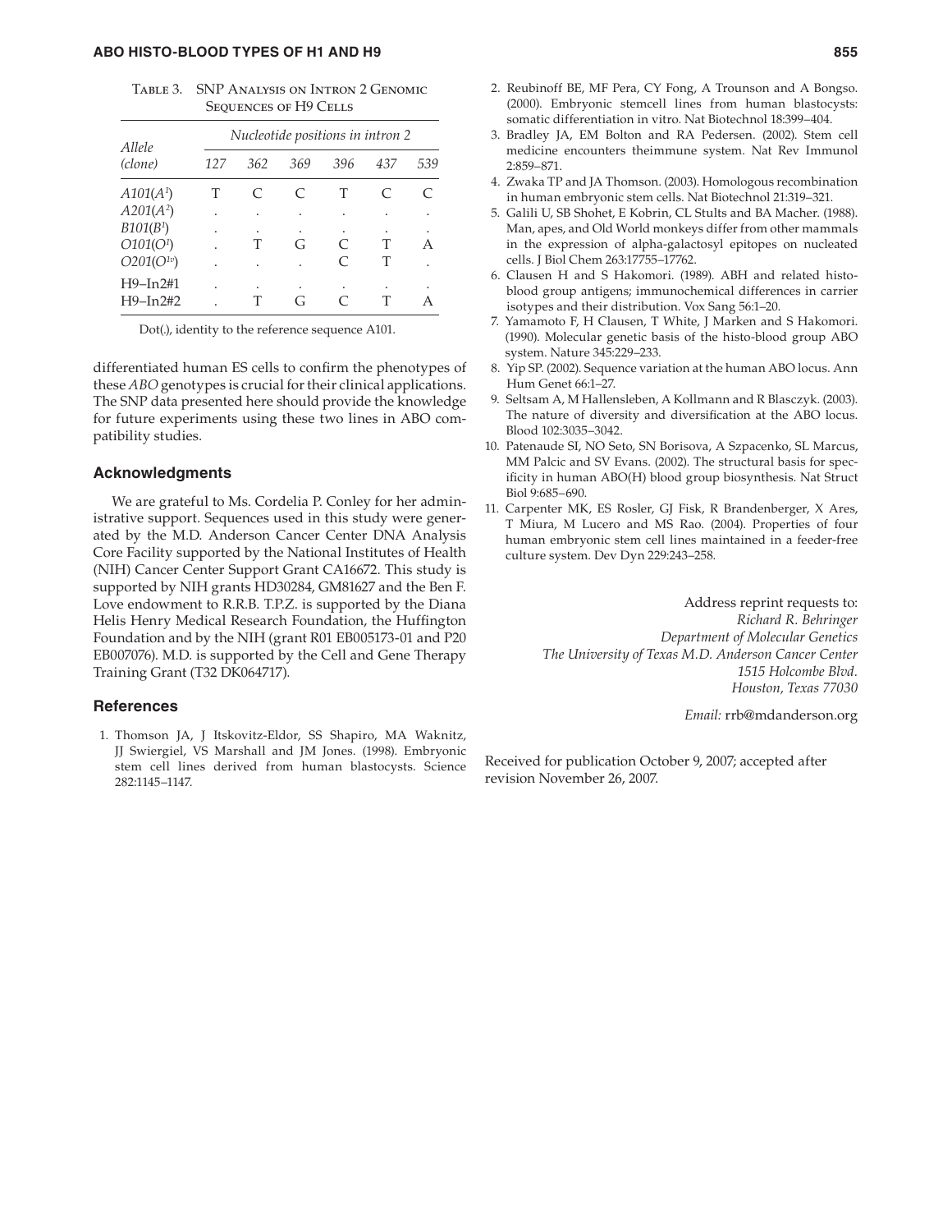Table 3. SNP Analysis on Intron 2 Genomic Sequences of H9 Cells

| Allele (clone) | Nucleotide positions in intron 2 | | | | | |
|---|---|---|---|---|---|---|
| | 127 | 362 | 369 | 396 | 437 | 539 |
| *A101*($A^1$) | T | C | C | T | C | C |
| *A201*($A^2$) | . | . | . | . | . | . |
| *B101*($B^1$) | . | . | . | . | . | . |
| *O101*($O^1$) | . | T | G | C | T | A |
| *O201*($O^{1v}$) | . | . | . | C | T | . |
| H9–In2#1 | . | . | . | . | . | . |
| H9–In2#2 | . | T | G | C | T | A |

Dot(.), identity to the reference sequence A101.

differentiated human ES cells to confirm the phenotypes of these *ABO* genotypes is crucial for their clinical applications. The SNP data presented here should provide the knowledge for future experiments using these two lines in ABO compatibility studies.

## Acknowledgments

We are grateful to Ms. Cordelia P. Conley for her administrative support. Sequences used in this study were generated by the M.D. Anderson Cancer Center DNA Analysis Core Facility supported by the National Institutes of Health (NIH) Cancer Center Support Grant CA16672. This study is supported by NIH grants HD30284, GM81627 and the Ben F. Love endowment to R.R.B. T.P.Z. is supported by the Diana Helis Henry Medical Research Foundation, the Huffington Foundation and by the NIH (grant R01 EB005173-01 and P20 EB007076). M.D. is supported by the Cell and Gene Therapy Training Grant (T32 DK064717).

## References

1. Thomson JA, J Itskovitz-Eldor, SS Shapiro, MA Waknitz, JJ Swiergiel, VS Marshall and JM Jones. (1998). Embryonic stem cell lines derived from human blastocysts. Science 282:1145–1147.
2. Reubinoff BE, MF Pera, CY Fong, A Trounson and A Bongso. (2000). Embryonic stemcell lines from human blastocysts: somatic differentiation in vitro. Nat Biotechnol 18:399–404.
3. Bradley JA, EM Bolton and RA Pedersen. (2002). Stem cell medicine encounters theimmune system. Nat Rev Immunol 2:859–871.
4. Zwaka TP and JA Thomson. (2003). Homologous recombination in human embryonic stem cells. Nat Biotechnol 21:319–321.
5. Galili U, SB Shohet, E Kobrin, CL Stults and BA Macher. (1988). Man, apes, and Old World monkeys differ from other mammals in the expression of alpha-galactosyl epitopes on nucleated cells. J Biol Chem 263:17755–17762.
6. Clausen H and S Hakomori. (1989). ABH and related histo-blood group antigens; immunochemical differences in carrier isotypes and their distribution. Vox Sang 56:1–20.
7. Yamamoto F, H Clausen, T White, J Marken and S Hakomori. (1990). Molecular genetic basis of the histo-blood group ABO system. Nature 345:229–233.
8. Yip SP. (2002). Sequence variation at the human ABO locus. Ann Hum Genet 66:1–27.
9. Seltsam A, M Hallensleben, A Kollmann and R Blasczyk. (2003). The nature of diversity and diversification at the ABO locus. Blood 102:3035–3042.
10. Patenaude SI, NO Seto, SN Borisova, A Szpacenko, SL Marcus, MM Palcic and SV Evans. (2002). The structural basis for specificity in human ABO(H) blood group biosynthesis. Nat Struct Biol 9:685–690.
11. Carpenter MK, ES Rosler, GJ Fisk, R Brandenberger, X Ares, T Miura, M Lucero and MS Rao. (2004). Properties of four human embryonic stem cell lines maintained in a feeder-free culture system. Dev Dyn 229:243–258.

Address reprint requests to:
*Richard R. Behringer*
*Department of Molecular Genetics*
*The University of Texas M.D. Anderson Cancer Center*
*1515 Holcombe Blvd.*
*Houston, Texas 77030*

*Email:* rrb@mdanderson.org

Received for publication October 9, 2007; accepted after revision November 26, 2007.